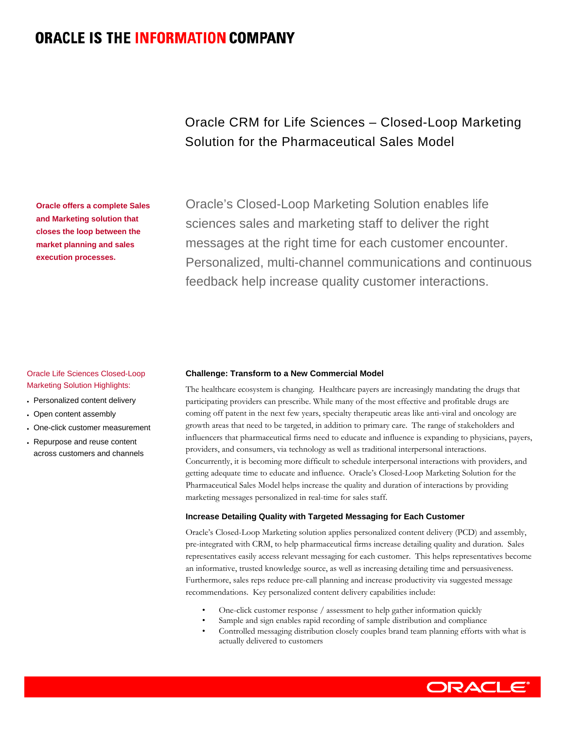ORACLE IS THE INFORMATION COMPANY

# Oracle CRM for Life Sciences – Closed-Loop Marketing Solution for the Pharmaceutical Sales Model

**Oracle offers a complete Sales and Marketing solution that closes the loop between the market planning and sales execution processes.**

Oracle's Closed-Loop Marketing Solution enables life sciences sales and marketing staff to deliver the right messages at the right time for each customer encounter. Personalized, multi-channel communications and continuous feedback help increase quality customer interactions.

Oracle Life Sciences Closed-Loop Marketing Solution Highlights:

- Personalized content delivery
- Open content assembly
- One-click customer measurement
- Repurpose and reuse content across customers and channels

### Challenge: Transform to a New Commercial Model

The healthcare ecosystem is changing. Healthcare payers are increasingly mandating the drugs that participating providers can prescribe. While many of the most effective and profitable drugs are coming off patent in the next few years, specialty therapeutic areas like anti-viral and oncology are growth areas that need to be targeted, in addition to primary care. The range of stakeholders and influencers that pharmaceutical firms need to educate and influence is expanding to physicians, payers, providers, and consumers, via technology as well as traditional interpersonal interactions. Concurrently, it is becoming more difficult to schedule interpersonal interactions with providers, and getting adequate time to educate and influence. Oracle's Closed-Loop Marketing Solution for the Pharmaceutical Sales Model helps increase the quality and duration of interactions by providing marketing messages personalized in real-time for sales staff.

### Increase Detailing Quality with Targeted Messaging for Each Customer

Oracle's Closed-Loop Marketing solution applies personalized content delivery (PCD) and assembly, pre-integrated with CRM, to help pharmaceutical firms increase detailing quality and duration. Sales representatives easily access relevant messaging for each customer. This helps representatives become an informative, trusted knowledge source, as well as increasing detailing time and persuasiveness. Furthermore, sales reps reduce pre-call planning and increase productivity via suggested message recommendations. Key personalized content delivery capabilities include:

- One-click customer response / assessment to help gather information quickly
- Sample and sign enables rapid recording of sample distribution and compliance
- Controlled messaging distribution closely couples brand team planning efforts with what is actually delivered to customers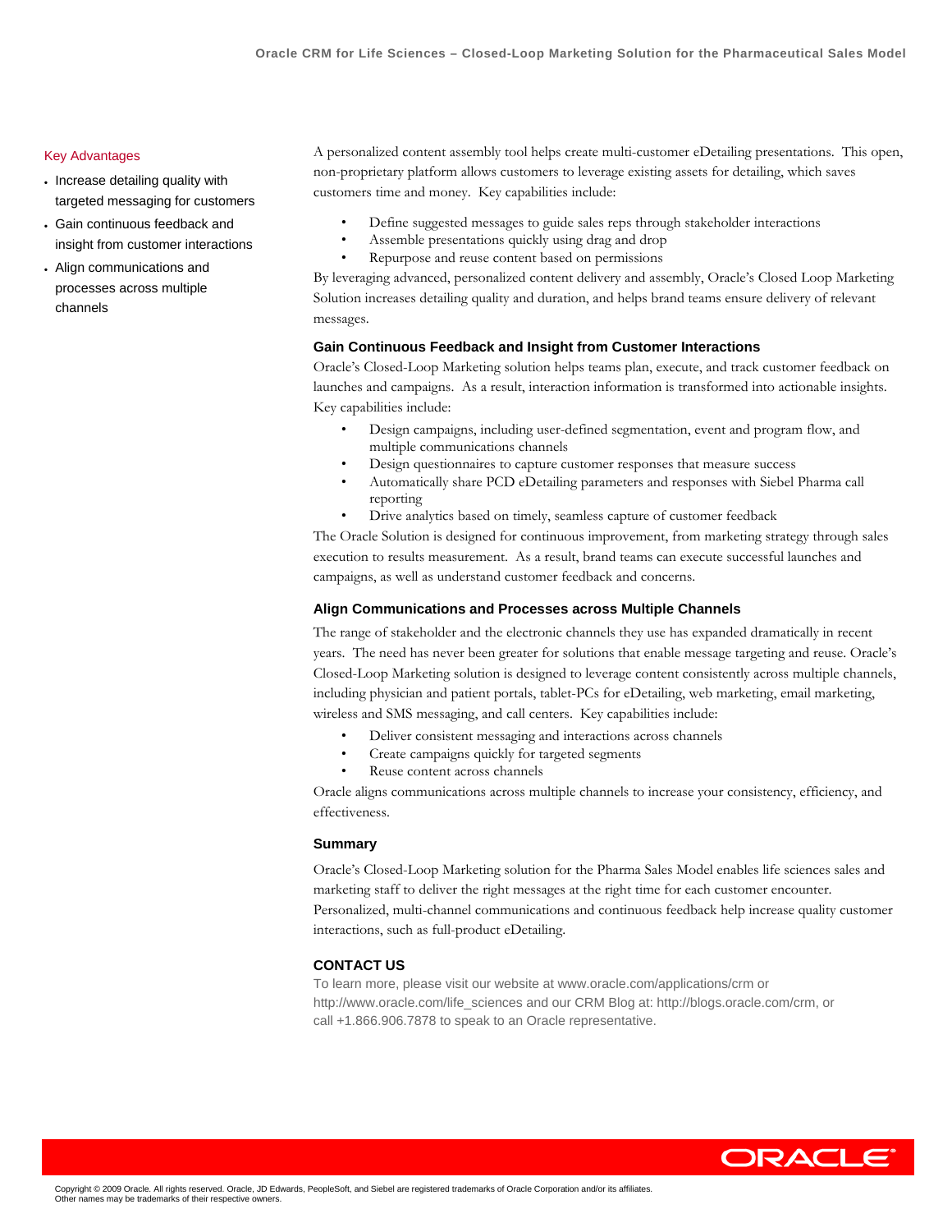Key Advantages

- Increase detailing quality with targeted messaging for customers
- Gain continuous feedback and insight from customer interactions
- Align communications and processes across multiple channels

A personalized content assembly tool helps create multi-customer eDetailing presentations. This open, non-proprietary platform allows customers to leverage existing assets for detailing, which saves customers time and money. Key capabilities include:

- Define suggested messages to guide sales reps through stakeholder interactions
- Assemble presentations quickly using drag and drop
- Repurpose and reuse content based on permissions

By leveraging advanced, personalized content delivery and assembly, Oracle's Closed Loop Marketing Solution increases detailing quality and duration, and helps brand teams ensure delivery of relevant messages.

### Gain Continuous Feedback and Insight from Customer Interactions

Oracle's Closed-Loop Marketing solution helps teams plan, execute, and track customer feedback on launches and campaigns. As a result, interaction information is transformed into actionable insights. Key capabilities include:

- Design campaigns, including user-defined segmentation, event and program flow, and multiple communications channels
- Design questionnaires to capture customer responses that measure success
- Automatically share PCD eDetailing parameters and responses with Siebel Pharma call reporting
- Drive analytics based on timely, seamless capture of customer feedback

The Oracle Solution is designed for continuous improvement, from marketing strategy through sales execution to results measurement. As a result, brand teams can execute successful launches and campaigns, as well as understand customer feedback and concerns.

### Align Communications and Processes across Multiple Channels

The range of stakeholder and the electronic channels they use has expanded dramatically in recent years. The need has never been greater for solutions that enable message targeting and reuse. Oracle's Closed-Loop Marketing solution is designed to leverage content consistently across multiple channels, including physician and patient portals, tablet-PCs for eDetailing, web marketing, email marketing, wireless and SMS messaging, and call centers. Key capabilities include:

- Deliver consistent messaging and interactions across channels
- Create campaigns quickly for targeted segments
- Reuse content across channels

Oracle aligns communications across multiple channels to increase your consistency, efficiency, and effectiveness.

### Summary

Oracle's Closed-Loop Marketing solution for the Pharma Sales Model enables life sciences sales and marketing staff to deliver the right messages at the right time for each customer encounter. Personalized, multi-channel communications and continuous feedback help increase quality customer interactions, such as full-product eDetailing.

### CONTACT US

To learn more, please visit our website at www.oracle.com/applications/crm or http://www.oracle.com/life_sciences and our CRM Blog at: http://blogs.oracle.com/crm, or call +1.866.906.7878 to speak to an Oracle representative.

ORACLE

Copyright © 2009 Oracle. All rights reserved. Oracle, JD Edwards, PeopleSoft, and Siebel are registered trademarks of Oracle Corporation and/or its affiliates. Other names may be trademarks of their respective owners.